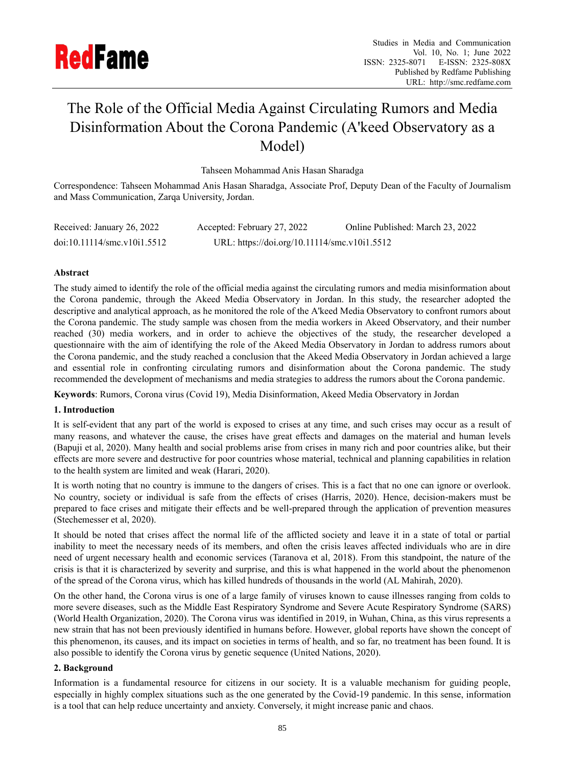# The Role of the Official Media Against Circulating Rumors and Media Disinformation About the Corona Pandemic (A'keed Observatory as a Model)

Tahseen Mohammad Anis Hasan Sharadga

Correspondence: Tahseen Mohammad Anis Hasan Sharadga, Associate Prof, Deputy Dean of the Faculty of Journalism and Mass Communication, Zarqa University, Jordan.

Received: January 26, 2022 Accepted: February 27, 2022 Online Published: March 23, 2022

doi:10.11114/smc.v10i1.5512 URL: https://doi.org/10.11114/smc.v10i1.5512

**Abstract**

The study aimed to identify the role of the official media against the circulating rumors and media misinformation about the Corona pandemic, through the Akeed Media Observatory in Jordan. In this study, the researcher adopted the descriptive and analytical approach, as he monitored the role of the A'keed Media Observatory to confront rumors about the Corona pandemic. The study sample was chosen from the media workers in Akeed Observatory, and their number reached (30) media workers, and in order to achieve the objectives of the study, the researcher developed a questionnaire with the aim of identifying the role of the Akeed Media Observatory in Jordan to address rumors about the Corona pandemic, and the study reached a conclusion that the Akeed Media Observatory in Jordan achieved a large and essential role in confronting circulating rumors and disinformation about the Corona pandemic. The study recommended the development of mechanisms and media strategies to address the rumors about the Corona pandemic.

**Keywords**: Rumors, Corona virus (Covid 19), Media Disinformation, Akeed Media Observatory in Jordan

## 1. Introduction

It is self-evident that any part of the world is exposed to crises at any time, and such crises may occur as a result of many reasons, and whatever the cause, the crises have great effects and damages on the material and human levels (Bapuji et al, 2020). Many health and social problems arise from crises in many rich and poor countries alike, but their effects are more severe and destructive for poor countries whose material, technical and planning capabilities in relation to the health system are limited and weak (Harari, 2020).

It is worth noting that no country is immune to the dangers of crises. This is a fact that no one can ignore or overlook. No country, society or individual is safe from the effects of crises (Harris, 2020). Hence, decision-makers must be prepared to face crises and mitigate their effects and be well-prepared through the application of prevention measures (Stechemesser et al, 2020).

It should be noted that crises affect the normal life of the afflicted society and leave it in a state of total or partial inability to meet the necessary needs of its members, and often the crisis leaves affected individuals who are in dire need of urgent necessary health and economic services (Taranova et al, 2018). From this standpoint, the nature of the crisis is that it is characterized by severity and surprise, and this is what happened in the world about the phenomenon of the spread of the Corona virus, which has killed hundreds of thousands in the world (AL Mahirah, 2020).

On the other hand, the Corona virus is one of a large family of viruses known to cause illnesses ranging from colds to more severe diseases, such as the Middle East Respiratory Syndrome and Severe Acute Respiratory Syndrome (SARS) (World Health Organization, 2020). The Corona virus was identified in 2019, in Wuhan, China, as this virus represents a new strain that has not been previously identified in humans before. However, global reports have shown the concept of this phenomenon, its causes, and its impact on societies in terms of health, and so far, no treatment has been found. It is also possible to identify the Corona virus by genetic sequence (United Nations, 2020).

## 2. Background

Information is a fundamental resource for citizens in our society. It is a valuable mechanism for guiding people, especially in highly complex situations such as the one generated by the Covid-19 pandemic. In this sense, information is a tool that can help reduce uncertainty and anxiety. Conversely, it might increase panic and chaos.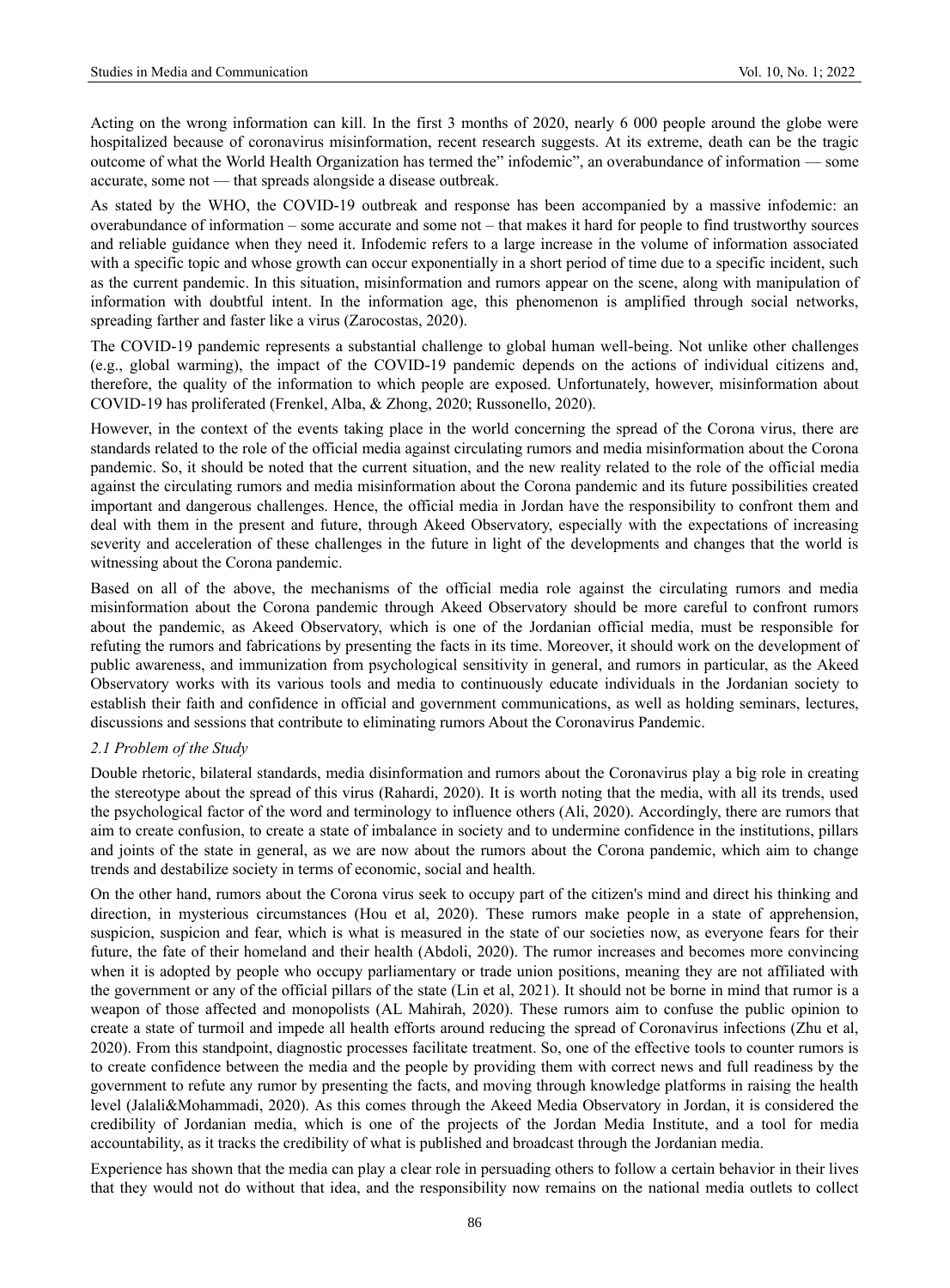Acting on the wrong information can kill. In the first 3 months of 2020, nearly 6 000 people around the globe were hospitalized because of coronavirus misinformation, recent research suggests. At its extreme, death can be the tragic outcome of what the World Health Organization has termed the" infodemic", an overabundance of information — some accurate, some not — that spreads alongside a disease outbreak.

As stated by the WHO, the COVID-19 outbreak and response has been accompanied by a massive infodemic: an overabundance of information – some accurate and some not – that makes it hard for people to find trustworthy sources and reliable guidance when they need it. Infodemic refers to a large increase in the volume of information associated with a specific topic and whose growth can occur exponentially in a short period of time due to a specific incident, such as the current pandemic. In this situation, misinformation and rumors appear on the scene, along with manipulation of information with doubtful intent. In the information age, this phenomenon is amplified through social networks, spreading farther and faster like a virus (Zarocostas, 2020).

The COVID-19 pandemic represents a substantial challenge to global human well-being. Not unlike other challenges (e.g., global warming), the impact of the COVID-19 pandemic depends on the actions of individual citizens and, therefore, the quality of the information to which people are exposed. Unfortunately, however, misinformation about COVID-19 has proliferated (Frenkel, Alba, & Zhong, 2020; Russonello, 2020).

However, in the context of the events taking place in the world concerning the spread of the Corona virus, there are standards related to the role of the official media against circulating rumors and media misinformation about the Corona pandemic. So, it should be noted that the current situation, and the new reality related to the role of the official media against the circulating rumors and media misinformation about the Corona pandemic and its future possibilities created important and dangerous challenges. Hence, the official media in Jordan have the responsibility to confront them and deal with them in the present and future, through Akeed Observatory, especially with the expectations of increasing severity and acceleration of these challenges in the future in light of the developments and changes that the world is witnessing about the Corona pandemic.

Based on all of the above, the mechanisms of the official media role against the circulating rumors and media misinformation about the Corona pandemic through Akeed Observatory should be more careful to confront rumors about the pandemic, as Akeed Observatory, which is one of the Jordanian official media, must be responsible for refuting the rumors and fabrications by presenting the facts in its time. Moreover, it should work on the development of public awareness, and immunization from psychological sensitivity in general, and rumors in particular, as the Akeed Observatory works with its various tools and media to continuously educate individuals in the Jordanian society to establish their faith and confidence in official and government communications, as well as holding seminars, lectures, discussions and sessions that contribute to eliminating rumors About the Coronavirus Pandemic.

### *2.1 Problem of the Study*

Double rhetoric, bilateral standards, media disinformation and rumors about the Coronavirus play a big role in creating the stereotype about the spread of this virus (Rahardi, 2020). It is worth noting that the media, with all its trends, used the psychological factor of the word and terminology to influence others (Ali, 2020). Accordingly, there are rumors that aim to create confusion, to create a state of imbalance in society and to undermine confidence in the institutions, pillars and joints of the state in general, as we are now about the rumors about the Corona pandemic, which aim to change trends and destabilize society in terms of economic, social and health.

On the other hand, rumors about the Corona virus seek to occupy part of the citizen's mind and direct his thinking and direction, in mysterious circumstances (Hou et al, 2020). These rumors make people in a state of apprehension, suspicion, suspicion and fear, which is what is measured in the state of our societies now, as everyone fears for their future, the fate of their homeland and their health (Abdoli, 2020). The rumor increases and becomes more convincing when it is adopted by people who occupy parliamentary or trade union positions, meaning they are not affiliated with the government or any of the official pillars of the state (Lin et al, 2021). It should not be borne in mind that rumor is a weapon of those affected and monopolists (AL Mahirah, 2020). These rumors aim to confuse the public opinion to create a state of turmoil and impede all health efforts around reducing the spread of Coronavirus infections (Zhu et al, 2020). From this standpoint, diagnostic processes facilitate treatment. So, one of the effective tools to counter rumors is to create confidence between the media and the people by providing them with correct news and full readiness by the government to refute any rumor by presenting the facts, and moving through knowledge platforms in raising the health level (Jalali&Mohammadi, 2020). As this comes through the Akeed Media Observatory in Jordan, it is considered the credibility of Jordanian media, which is one of the projects of the Jordan Media Institute, and a tool for media accountability, as it tracks the credibility of what is published and broadcast through the Jordanian media.

Experience has shown that the media can play a clear role in persuading others to follow a certain behavior in their lives that they would not do without that idea, and the responsibility now remains on the national media outlets to collect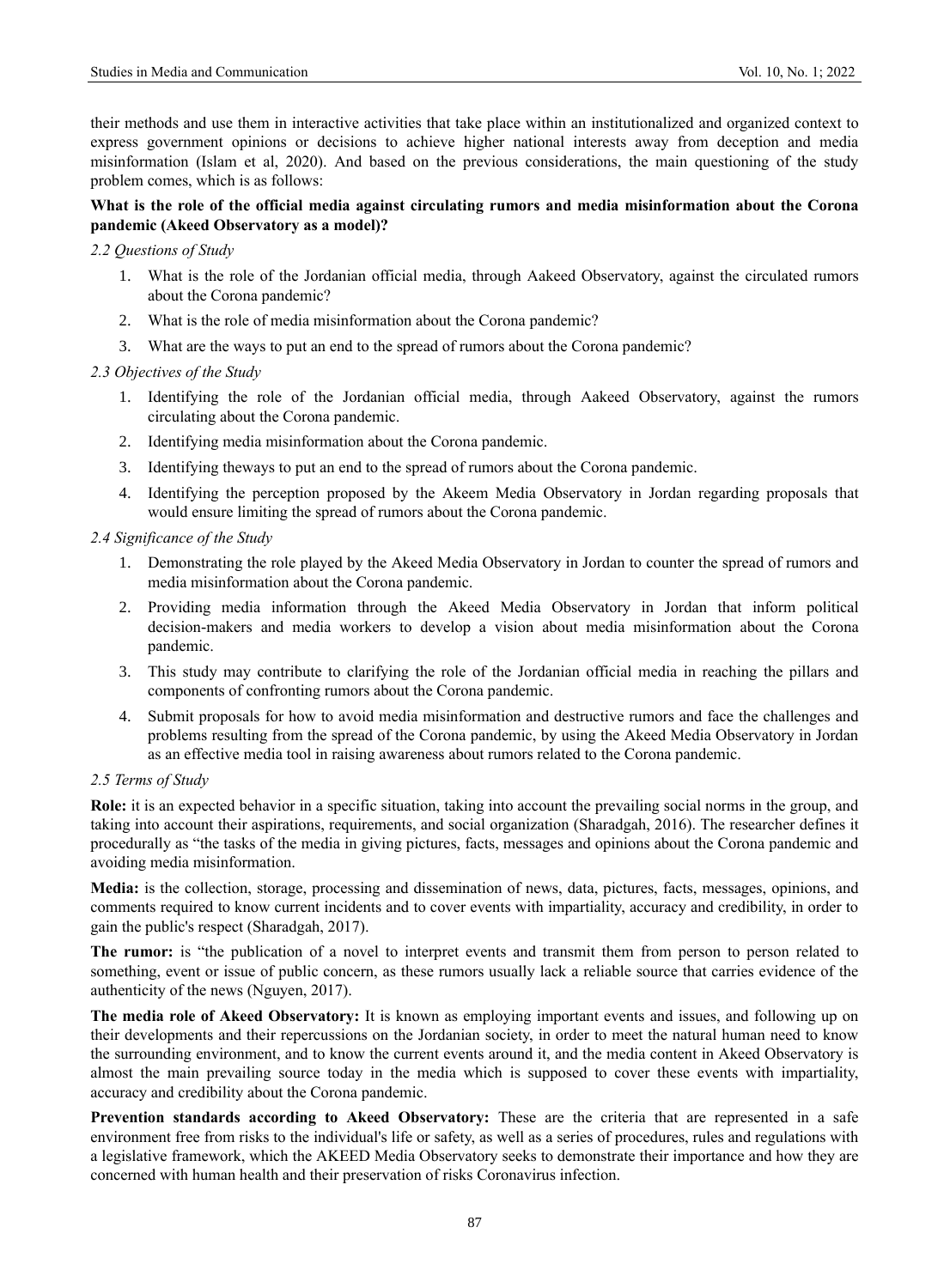their methods and use them in interactive activities that take place within an institutionalized and organized context to express government opinions or decisions to achieve higher national interests away from deception and media misinformation (Islam et al, 2020). And based on the previous considerations, the main questioning of the study problem comes, which is as follows:

**What is the role of the official media against circulating rumors and media misinformation about the Corona pandemic (Akeed Observatory as a model)?**

### *2.2 Questions of Study*

1. What is the role of the Jordanian official media, through Aakeed Observatory, against the circulated rumors about the Corona pandemic?
2. What is the role of media misinformation about the Corona pandemic?
3. What are the ways to put an end to the spread of rumors about the Corona pandemic?

### *2.3 Objectives of the Study*

1. Identifying the role of the Jordanian official media, through Aakeed Observatory, against the rumors circulating about the Corona pandemic.
2. Identifying media misinformation about the Corona pandemic.
3. Identifying theways to put an end to the spread of rumors about the Corona pandemic.
4. Identifying the perception proposed by the Akeem Media Observatory in Jordan regarding proposals that would ensure limiting the spread of rumors about the Corona pandemic.

### *2.4 Significance of the Study*

1. Demonstrating the role played by the Akeed Media Observatory in Jordan to counter the spread of rumors and media misinformation about the Corona pandemic.
2. Providing media information through the Akeed Media Observatory in Jordan that inform political decision-makers and media workers to develop a vision about media misinformation about the Corona pandemic.
3. This study may contribute to clarifying the role of the Jordanian official media in reaching the pillars and components of confronting rumors about the Corona pandemic.
4. Submit proposals for how to avoid media misinformation and destructive rumors and face the challenges and problems resulting from the spread of the Corona pandemic, by using the Akeed Media Observatory in Jordan as an effective media tool in raising awareness about rumors related to the Corona pandemic.

### *2.5 Terms of Study*

**Role:** it is an expected behavior in a specific situation, taking into account the prevailing social norms in the group, and taking into account their aspirations, requirements, and social organization (Sharadgah, 2016). The researcher defines it procedurally as "the tasks of the media in giving pictures, facts, messages and opinions about the Corona pandemic and avoiding media misinformation.

**Media:** is the collection, storage, processing and dissemination of news, data, pictures, facts, messages, opinions, and comments required to know current incidents and to cover events with impartiality, accuracy and credibility, in order to gain the public's respect (Sharadgah, 2017).

**The rumor:** is "the publication of a novel to interpret events and transmit them from person to person related to something, event or issue of public concern, as these rumors usually lack a reliable source that carries evidence of the authenticity of the news (Nguyen, 2017).

**The media role of Akeed Observatory:** It is known as employing important events and issues, and following up on their developments and their repercussions on the Jordanian society, in order to meet the natural human need to know the surrounding environment, and to know the current events around it, and the media content in Akeed Observatory is almost the main prevailing source today in the media which is supposed to cover these events with impartiality, accuracy and credibility about the Corona pandemic.

**Prevention standards according to Akeed Observatory:** These are the criteria that are represented in a safe environment free from risks to the individual's life or safety, as well as a series of procedures, rules and regulations with a legislative framework, which the AKEED Media Observatory seeks to demonstrate their importance and how they are concerned with human health and their preservation of risks Coronavirus infection.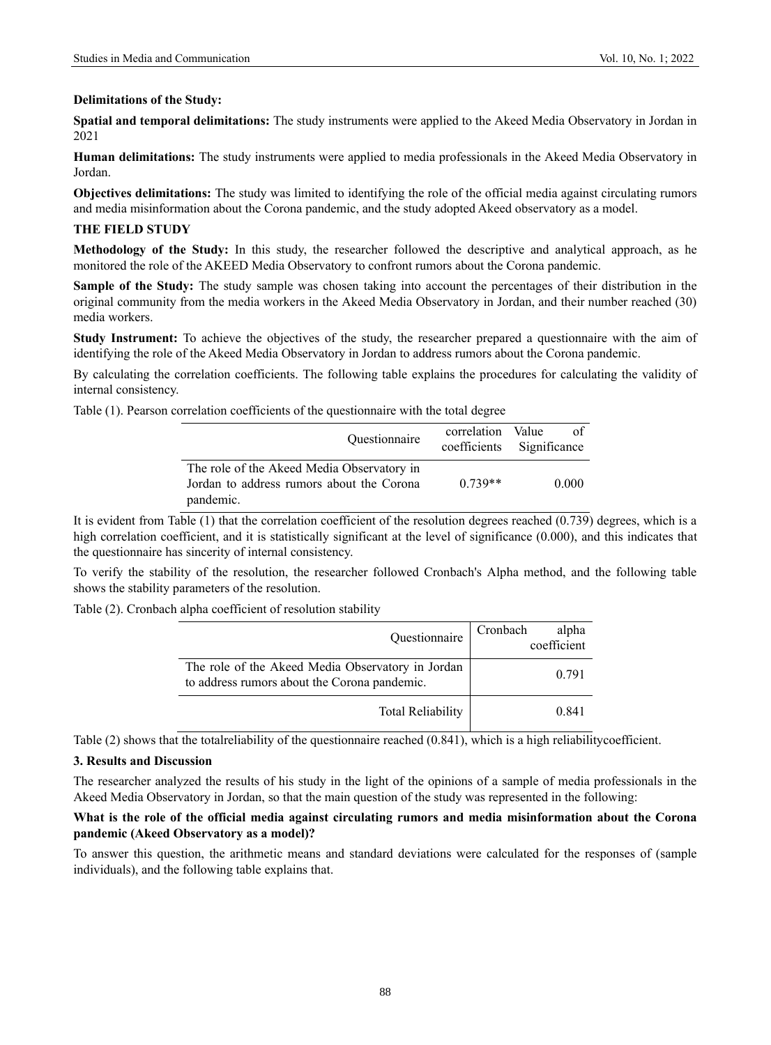**Delimitations of the Study:**

**Spatial and temporal delimitations:** The study instruments were applied to the Akeed Media Observatory in Jordan in 2021

**Human delimitations:** The study instruments were applied to media professionals in the Akeed Media Observatory in Jordan.

**Objectives delimitations:** The study was limited to identifying the role of the official media against circulating rumors and media misinformation about the Corona pandemic, and the study adopted Akeed observatory as a model.

**THE FIELD STUDY**

**Methodology of the Study:** In this study, the researcher followed the descriptive and analytical approach, as he monitored the role of the AKEED Media Observatory to confront rumors about the Corona pandemic.

**Sample of the Study:** The study sample was chosen taking into account the percentages of their distribution in the original community from the media workers in the Akeed Media Observatory in Jordan, and their number reached (30) media workers.

**Study Instrument:** To achieve the objectives of the study, the researcher prepared a questionnaire with the aim of identifying the role of the Akeed Media Observatory in Jordan to address rumors about the Corona pandemic.

By calculating the correlation coefficients. The following table explains the procedures for calculating the validity of internal consistency.

Table (1). Pearson correlation coefficients of the questionnaire with the total degree

| Questionnaire | correlation coefficients | Value of Significance |
|---|---|---|
| The role of the Akeed Media Observatory in Jordan to address rumors about the Corona pandemic. | 0.739** | 0.000 |

It is evident from Table (1) that the correlation coefficient of the resolution degrees reached (0.739) degrees, which is a high correlation coefficient, and it is statistically significant at the level of significance (0.000), and this indicates that the questionnaire has sincerity of internal consistency.

To verify the stability of the resolution, the researcher followed Cronbach's Alpha method, and the following table shows the stability parameters of the resolution.

Table (2). Cronbach alpha coefficient of resolution stability

| Questionnaire | Cronbach alpha coefficient |
|---|---|
| The role of the Akeed Media Observatory in Jordan to address rumors about the Corona pandemic. | 0.791 |
| Total Reliability | 0.841 |

Table (2) shows that the totalreliability of the questionnaire reached (0.841), which is a high reliabilitycoefficient.

### 3. Results and Discussion

The researcher analyzed the results of his study in the light of the opinions of a sample of media professionals in the Akeed Media Observatory in Jordan, so that the main question of the study was represented in the following:

**What is the role of the official media against circulating rumors and media misinformation about the Corona pandemic (Akeed Observatory as a model)?**

To answer this question, the arithmetic means and standard deviations were calculated for the responses of (sample individuals), and the following table explains that.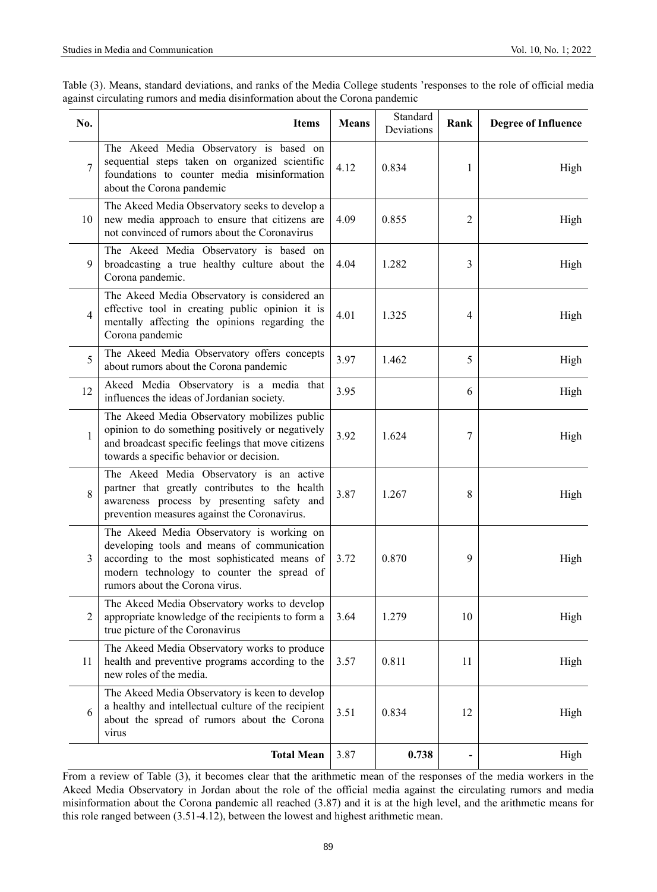Table (3). Means, standard deviations, and ranks of the Media College students 'responses to the role of official media against circulating rumors and media disinformation about the Corona pandemic

| No. | Items | Means | Standard Deviations | Rank | Degree of Influence |
|---|---|---|---|---|---|
| 7 | The Akeed Media Observatory is based on sequential steps taken on organized scientific foundations to counter media misinformation about the Corona pandemic | 4.12 | 0.834 | 1 | High |
| 10 | The Akeed Media Observatory seeks to develop a new media approach to ensure that citizens are not convinced of rumors about the Coronavirus | 4.09 | 0.855 | 2 | High |
| 9 | The Akeed Media Observatory is based on broadcasting a true healthy culture about the Corona pandemic. | 4.04 | 1.282 | 3 | High |
| 4 | The Akeed Media Observatory is considered an effective tool in creating public opinion it is mentally affecting the opinions regarding the Corona pandemic | 4.01 | 1.325 | 4 | High |
| 5 | The Akeed Media Observatory offers concepts about rumors about the Corona pandemic | 3.97 | 1.462 | 5 | High |
| 12 | Akeed Media Observatory is a media that influences the ideas of Jordanian society. | 3.95 | | 6 | High |
| 1 | The Akeed Media Observatory mobilizes public opinion to do something positively or negatively and broadcast specific feelings that move citizens towards a specific behavior or decision. | 3.92 | 1.624 | 7 | High |
| 8 | The Akeed Media Observatory is an active partner that greatly contributes to the health awareness process by presenting safety and prevention measures against the Coronavirus. | 3.87 | 1.267 | 8 | High |
| 3 | The Akeed Media Observatory is working on developing tools and means of communication according to the most sophisticated means of modern technology to counter the spread of rumors about the Corona virus. | 3.72 | 0.870 | 9 | High |
| 2 | The Akeed Media Observatory works to develop appropriate knowledge of the recipients to form a true picture of the Coronavirus | 3.64 | 1.279 | 10 | High |
| 11 | The Akeed Media Observatory works to produce health and preventive programs according to the new roles of the media. | 3.57 | 0.811 | 11 | High |
| 6 | The Akeed Media Observatory is keen to develop a healthy and intellectual culture of the recipient about the spread of rumors about the Corona virus | 3.51 | 0.834 | 12 | High |
| | **Total Mean** | 3.87 | **0.738** | - | High |

From a review of Table (3), it becomes clear that the arithmetic mean of the responses of the media workers in the Akeed Media Observatory in Jordan about the role of the official media against the circulating rumors and media misinformation about the Corona pandemic all reached (3.87) and it is at the high level, and the arithmetic means for this role ranged between (3.51-4.12), between the lowest and highest arithmetic mean.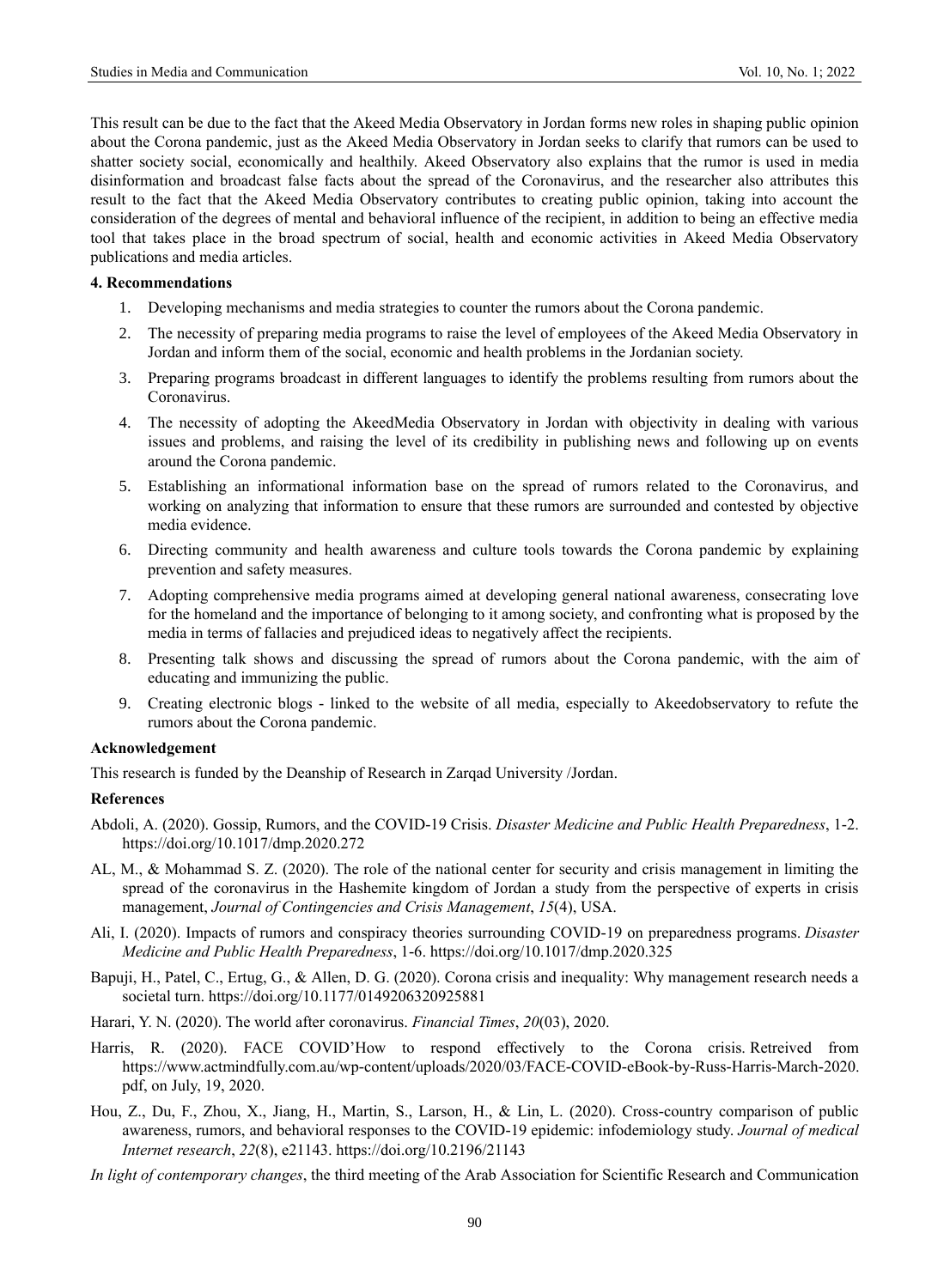This result can be due to the fact that the Akeed Media Observatory in Jordan forms new roles in shaping public opinion about the Corona pandemic, just as the Akeed Media Observatory in Jordan seeks to clarify that rumors can be used to shatter society social, economically and healthily. Akeed Observatory also explains that the rumor is used in media disinformation and broadcast false facts about the spread of the Coronavirus, and the researcher also attributes this result to the fact that the Akeed Media Observatory contributes to creating public opinion, taking into account the consideration of the degrees of mental and behavioral influence of the recipient, in addition to being an effective media tool that takes place in the broad spectrum of social, health and economic activities in Akeed Media Observatory publications and media articles.

## 4. Recommendations

1. Developing mechanisms and media strategies to counter the rumors about the Corona pandemic.
2. The necessity of preparing media programs to raise the level of employees of the Akeed Media Observatory in Jordan and inform them of the social, economic and health problems in the Jordanian society.
3. Preparing programs broadcast in different languages to identify the problems resulting from rumors about the Coronavirus.
4. The necessity of adopting the AkeedMedia Observatory in Jordan with objectivity in dealing with various issues and problems, and raising the level of its credibility in publishing news and following up on events around the Corona pandemic.
5. Establishing an informational information base on the spread of rumors related to the Coronavirus, and working on analyzing that information to ensure that these rumors are surrounded and contested by objective media evidence.
6. Directing community and health awareness and culture tools towards the Corona pandemic by explaining prevention and safety measures.
7. Adopting comprehensive media programs aimed at developing general national awareness, consecrating love for the homeland and the importance of belonging to it among society, and confronting what is proposed by the media in terms of fallacies and prejudiced ideas to negatively affect the recipients.
8. Presenting talk shows and discussing the spread of rumors about the Corona pandemic, with the aim of educating and immunizing the public.
9. Creating electronic blogs - linked to the website of all media, especially to Akeedobservatory to refute the rumors about the Corona pandemic.

## Acknowledgement

This research is funded by the Deanship of Research in Zarqad University /Jordan.

## References

Abdoli, A. (2020). Gossip, Rumors, and the COVID-19 Crisis. *Disaster Medicine and Public Health Preparedness*, 1-2. https://doi.org/10.1017/dmp.2020.272

AL, M., & Mohammad S. Z. (2020). The role of the national center for security and crisis management in limiting the spread of the coronavirus in the Hashemite kingdom of Jordan a study from the perspective of experts in crisis management, *Journal of Contingencies and Crisis Management*, *15*(4), USA.

Ali, I. (2020). Impacts of rumors and conspiracy theories surrounding COVID-19 on preparedness programs. *Disaster Medicine and Public Health Preparedness*, 1-6. https://doi.org/10.1017/dmp.2020.325

Bapuji, H., Patel, C., Ertug, G., & Allen, D. G. (2020). Corona crisis and inequality: Why management research needs a societal turn. https://doi.org/10.1177/0149206320925881

Harari, Y. N. (2020). The world after coronavirus. *Financial Times*, *20*(03), 2020.

Harris, R. (2020). FACE COVID'How to respond effectively to the Corona crisis. Retreived from https://www.actmindfully.com.au/wp-content/uploads/2020/03/FACE-COVID-eBook-by-Russ-Harris-March-2020.pdf, on July, 19, 2020.

Hou, Z., Du, F., Zhou, X., Jiang, H., Martin, S., Larson, H., & Lin, L. (2020). Cross-country comparison of public awareness, rumors, and behavioral responses to the COVID-19 epidemic: infodemiology study. *Journal of medical Internet research*, *22*(8), e21143. https://doi.org/10.2196/21143

*In light of contemporary changes*, the third meeting of the Arab Association for Scientific Research and Communication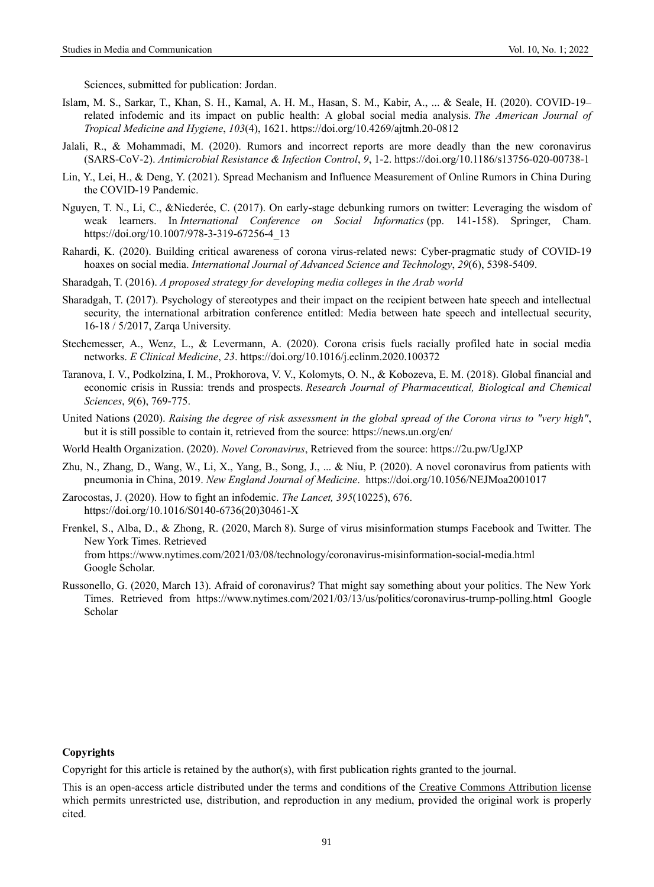Sciences, submitted for publication: Jordan.

Islam, M. S., Sarkar, T., Khan, S. H., Kamal, A. H. M., Hasan, S. M., Kabir, A., ... & Seale, H. (2020). COVID-19–related infodemic and its impact on public health: A global social media analysis. *The American Journal of Tropical Medicine and Hygiene*, *103*(4), 1621. https://doi.org/10.4269/ajtmh.20-0812

Jalali, R., & Mohammadi, M. (2020). Rumors and incorrect reports are more deadly than the new coronavirus (SARS-CoV-2). *Antimicrobial Resistance & Infection Control*, *9*, 1-2. https://doi.org/10.1186/s13756-020-00738-1

Lin, Y., Lei, H., & Deng, Y. (2021). Spread Mechanism and Influence Measurement of Online Rumors in China During the COVID-19 Pandemic.

Nguyen, T. N., Li, C., &Niederée, C. (2017). On early-stage debunking rumors on twitter: Leveraging the wisdom of weak learners. In *International Conference on Social Informatics* (pp. 141-158). Springer, Cham. https://doi.org/10.1007/978-3-319-67256-4_13

Rahardi, K. (2020). Building critical awareness of corona virus-related news: Cyber-pragmatic study of COVID-19 hoaxes on social media. *International Journal of Advanced Science and Technology*, *29*(6), 5398-5409.

Sharadgah, T. (2016). *A proposed strategy for developing media colleges in the Arab world*

Sharadgah, T. (2017). Psychology of stereotypes and their impact on the recipient between hate speech and intellectual security, the international arbitration conference entitled: Media between hate speech and intellectual security, 16-18 / 5/2017, Zarqa University.

Stechemesser, A., Wenz, L., & Levermann, A. (2020). Corona crisis fuels racially profiled hate in social media networks. *E Clinical Medicine*, *23*. https://doi.org/10.1016/j.eclinm.2020.100372

Taranova, I. V., Podkolzina, I. M., Prokhorova, V. V., Kolomyts, O. N., & Kobozeva, E. M. (2018). Global financial and economic crisis in Russia: trends and prospects. *Research Journal of Pharmaceutical, Biological and Chemical Sciences*, *9*(6), 769-775.

United Nations (2020). *Raising the degree of risk assessment in the global spread of the Corona virus to "very high"*, but it is still possible to contain it, retrieved from the source: https://news.un.org/en/

World Health Organization. (2020). *Novel Coronavirus*, Retrieved from the source: https://2u.pw/UgJXP

Zhu, N., Zhang, D., Wang, W., Li, X., Yang, B., Song, J., ... & Niu, P. (2020). A novel coronavirus from patients with pneumonia in China, 2019. *New England Journal of Medicine*. https://doi.org/10.1056/NEJMoa2001017

Zarocostas, J. (2020). How to fight an infodemic. *The Lancet, 395*(10225), 676. https://doi.org/10.1016/S0140-6736(20)30461-X

Frenkel, S., Alba, D., & Zhong, R. (2020, March 8). Surge of virus misinformation stumps Facebook and Twitter. The New York Times. Retrieved from https://www.nytimes.com/2021/03/08/technology/coronavirus-misinformation-social-media.html Google Scholar.

Russonello, G. (2020, March 13). Afraid of coronavirus? That might say something about your politics. The New York Times. Retrieved from https://www.nytimes.com/2021/03/13/us/politics/coronavirus-trump-polling.html Google Scholar

**Copyrights**

Copyright for this article is retained by the author(s), with first publication rights granted to the journal.

This is an open-access article distributed under the terms and conditions of the Creative Commons Attribution license which permits unrestricted use, distribution, and reproduction in any medium, provided the original work is properly cited.